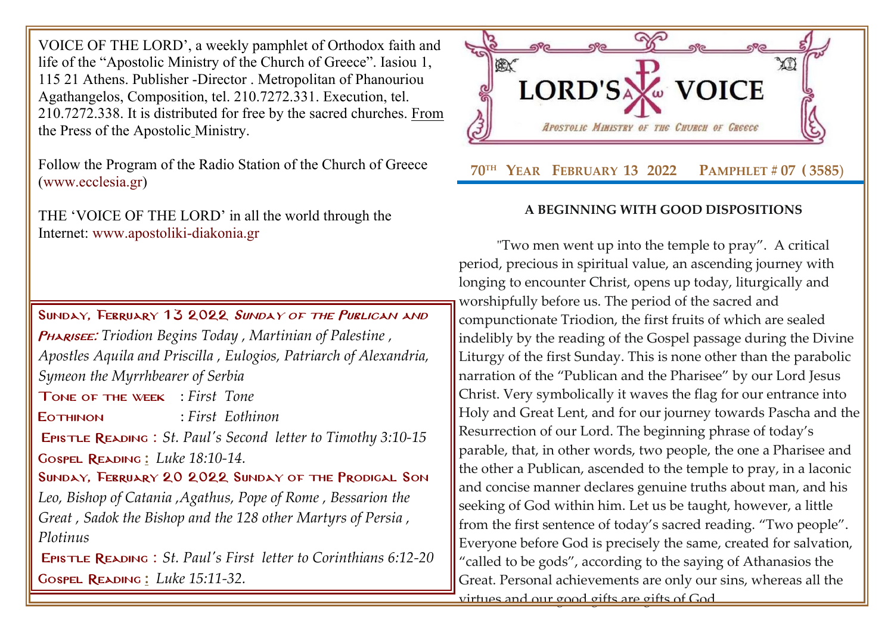VOICE OF THE LORD', a weekly pamphlet of Orthodox faith and life of the "Apostolic Ministry of the Church of Greece". Iasiou 1, 115 21 Athens. Publisher -Director . Metropolitan of Phanouriou Agathangelos, Composition, tel. 210.7272.331. Execution, tel. 210.7272.338. It is distributed for free by the sacred churches. From the Press of the Apostolic Ministry.

Follow the Program of the Radio Station of the Church of Greece (www.ecclesia.gr)

THE 'VOICE OF THE LORD' in all the world through the Internet: www.apostoliki-diakonia.gr

**SUNDAY, FEBRUARY 13 2022** ***SUNDAY OF THE PUBLICAN AND PHARISEE:*** *Triodion Begins Today , Martinian of Palestine , Apostles Aquila and Priscilla , Eulogios, Patriarch of Alexandria, Symeon the Myrrhbearer of Serbia*

**TONE OF THE WEEK** : *First Tone*

**EOTHINON** : *First Eothinon*

**EPISTLE READING** : *St. Paul's Second letter to Timothy 3:10-15*

**GOSPEL READING** : *Luke 18:10-14.*

**SUNDAY, FEBRUARY 20 2022 SUNDAY OF THE PRODIGAL SON** *Leo, Bishop of Catania ,Agathus, Pope of Rome , Bessarion the Great , Sadok the Bishop and the 128 other Martyrs of Persia , Plotinus*

**EPISTLE READING** : *St. Paul's First letter to Corinthians 6:12-20*

**GOSPEL READING** : *Luke 15:11-32.*

# LORD'S VOICE

*APOSTOLIC MINISTRY OF THE CHURCH OF GREECE*

**70TH YEAR FEBRUARY 13 2022 PAMPHLET # 07 ( 3585)**

## A BEGINNING WITH GOOD DISPOSITIONS

"Two men went up into the temple to pray". A critical period, precious in spiritual value, an ascending journey with longing to encounter Christ, opens up today, liturgically and worshipfully before us. The period of the sacred and compunctionate Triodion, the first fruits of which are sealed indelibly by the reading of the Gospel passage during the Divine Liturgy of the first Sunday. This is none other than the parabolic narration of the "Publican and the Pharisee" by our Lord Jesus Christ. Very symbolically it waves the flag for our entrance into Holy and Great Lent, and for our journey towards Pascha and the Resurrection of our Lord. The beginning phrase of today's parable, that, in other words, two people, the one a Pharisee and the other a Publican, ascended to the temple to pray, in a laconic and concise manner declares genuine truths about man, and his seeking of God within him. Let us be taught, however, a little from the first sentence of today's sacred reading. "Two people". Everyone before God is precisely the same, created for salvation, "called to be gods", according to the saying of Athanasios the Great. Personal achievements are only our sins, whereas all the virtues and our good gifts are gifts of God.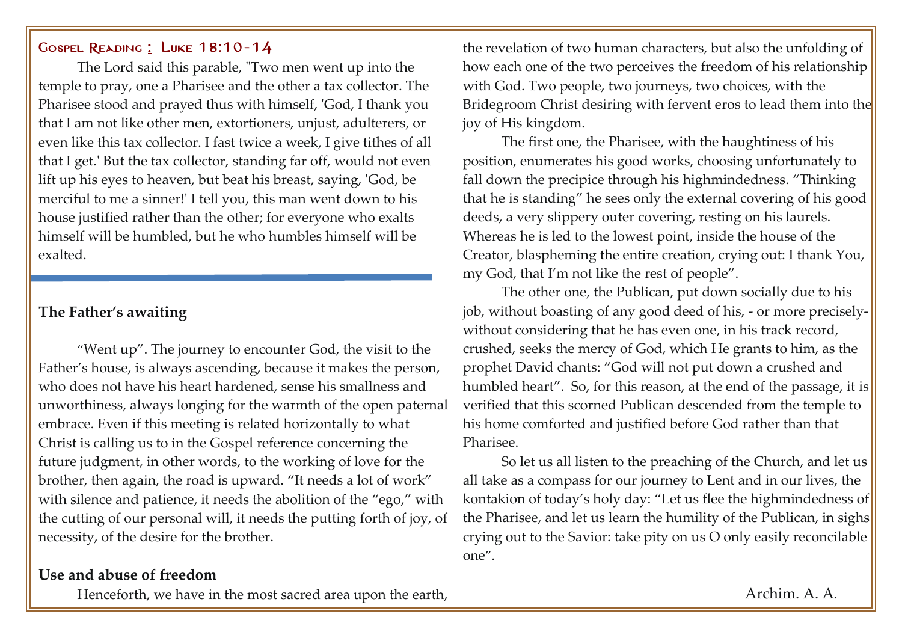## Gospel Reading : Luke 18:10-14

The Lord said this parable, "Two men went up into the temple to pray, one a Pharisee and the other a tax collector. The Pharisee stood and prayed thus with himself, 'God, I thank you that I am not like other men, extortioners, unjust, adulterers, or even like this tax collector. I fast twice a week, I give tithes of all that I get.' But the tax collector, standing far off, would not even lift up his eyes to heaven, but beat his breast, saying, 'God, be merciful to me a sinner!' I tell you, this man went down to his house justified rather than the other; for everyone who exalts himself will be humbled, but he who humbles himself will be exalted.

---

**The Father's awaiting**

"Went up". The journey to encounter God, the visit to the Father's house, is always ascending, because it makes the person, who does not have his heart hardened, sense his smallness and unworthiness, always longing for the warmth of the open paternal embrace. Even if this meeting is related horizontally to what Christ is calling us to in the Gospel reference concerning the future judgment, in other words, to the working of love for the brother, then again, the road is upward. "It needs a lot of work" with silence and patience, it needs the abolition of the "ego," with the cutting of our personal will, it needs the putting forth of joy, of necessity, of the desire for the brother.

**Use and abuse of freedom**

Henceforth, we have in the most sacred area upon the earth, the revelation of two human characters, but also the unfolding of how each one of the two perceives the freedom of his relationship with God. Two people, two journeys, two choices, with the Bridegroom Christ desiring with fervent eros to lead them into the joy of His kingdom.

The first one, the Pharisee, with the haughtiness of his position, enumerates his good works, choosing unfortunately to fall down the precipice through his highmindedness. "Thinking that he is standing" he sees only the external covering of his good deeds, a very slippery outer covering, resting on his laurels. Whereas he is led to the lowest point, inside the house of the Creator, blaspheming the entire creation, crying out: I thank You, my God, that I'm not like the rest of people".

The other one, the Publican, put down socially due to his job, without boasting of any good deed of his, - or more precisely- without considering that he has even one, in his track record, crushed, seeks the mercy of God, which He grants to him, as the prophet David chants: "God will not put down a crushed and humbled heart". So, for this reason, at the end of the passage, it is verified that this scorned Publican descended from the temple to his home comforted and justified before God rather than that Pharisee.

So let us all listen to the preaching of the Church, and let us all take as a compass for our journey to Lent and in our lives, the kontakion of today's holy day: "Let us flee the highmindedness of the Pharisee, and let us learn the humility of the Publican, in sighs crying out to the Savior: take pity on us O only easily reconcilable one".

Archim. A. A.